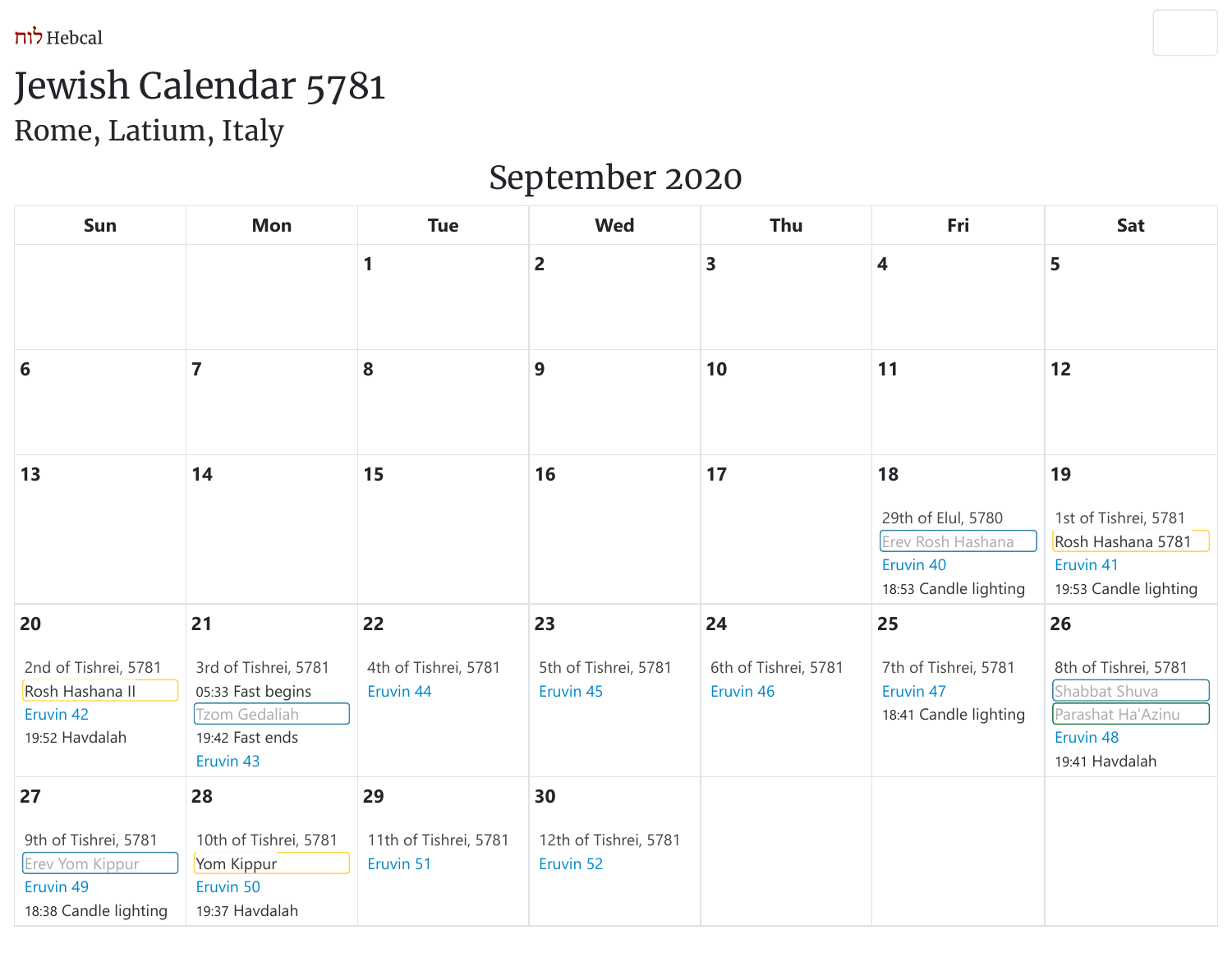לוח Hebcal

# Jewish Calendar 5781

## Rome, Latium, Italy

### September 2020

| Sun | Mon | Tue | Wed | Thu | Fri | Sat |
|---|---|---|---|---|---|---|
| | | 1 | 2 | 3 | 4 | 5 |
| 6 | 7 | 8 | 9 | 10 | 11 | 12 |
| 13 | 14 | 15 | 16 | 17 | 18<br>29th of Elul, 5780<br>Erev Rosh Hashana<br>Eruvin 40<br>18:53 Candle lighting | 19<br>1st of Tishrei, 5781<br>Rosh Hashana 5781<br>Eruvin 41<br>19:53 Candle lighting |
| 20<br>2nd of Tishrei, 5781<br>Rosh Hashana II<br>Eruvin 42<br>19:52 Havdalah | 21<br>3rd of Tishrei, 5781<br>05:33 Fast begins<br>Tzom Gedaliah<br>19:42 Fast ends<br>Eruvin 43 | 22<br>4th of Tishrei, 5781<br>Eruvin 44 | 23<br>5th of Tishrei, 5781<br>Eruvin 45 | 24<br>6th of Tishrei, 5781<br>Eruvin 46 | 25<br>7th of Tishrei, 5781<br>Eruvin 47<br>18:41 Candle lighting | 26<br>8th of Tishrei, 5781<br>Shabbat Shuva<br>Parashat Ha'Azinu<br>Eruvin 48<br>19:41 Havdalah |
| 27<br>9th of Tishrei, 5781<br>Erev Yom Kippur<br>Eruvin 49<br>18:38 Candle lighting | 28<br>10th of Tishrei, 5781<br>Yom Kippur<br>Eruvin 50<br>19:37 Havdalah | 29<br>11th of Tishrei, 5781<br>Eruvin 51 | 30<br>12th of Tishrei, 5781<br>Eruvin 52 | | | |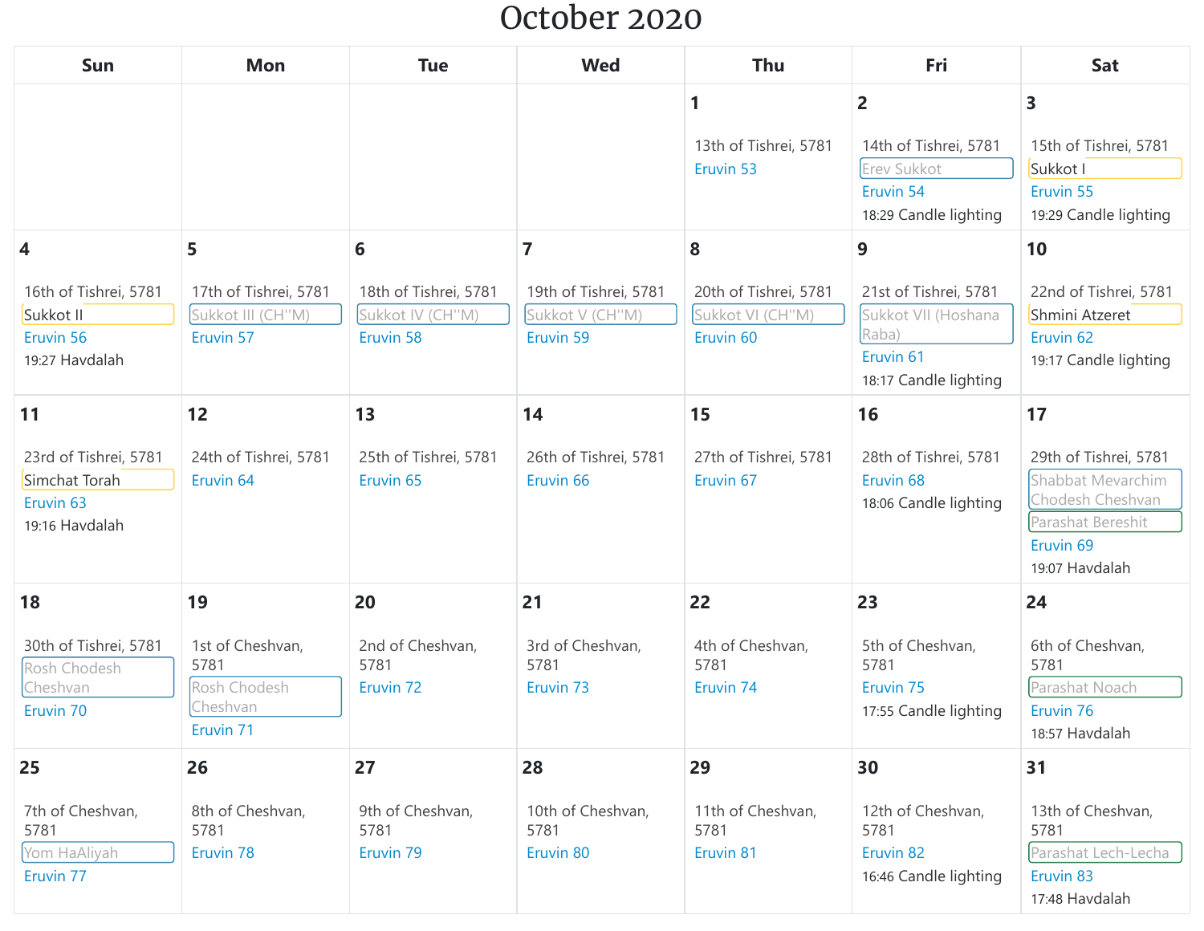# October 2020

| Sun | Mon | Tue | Wed | Thu | Fri | Sat |
|---|---|---|---|---|---|---|
| | | | | **1**<br>13th of Tishrei, 5781<br>Eruvin 53 | **2**<br>14th of Tishrei, 5781<br>Erev Sukkot<br>Eruvin 54<br>18:29 Candle lighting | **3**<br>15th of Tishrei, 5781<br>Sukkot I<br>Eruvin 55<br>19:29 Candle lighting |
| **4**<br>16th of Tishrei, 5781<br>Sukkot II<br>Eruvin 56<br>19:27 Havdalah | **5**<br>17th of Tishrei, 5781<br>Sukkot III (CH''M)<br>Eruvin 57 | **6**<br>18th of Tishrei, 5781<br>Sukkot IV (CH''M)<br>Eruvin 58 | **7**<br>19th of Tishrei, 5781<br>Sukkot V (CH''M)<br>Eruvin 59 | **8**<br>20th of Tishrei, 5781<br>Sukkot VI (CH''M)<br>Eruvin 60 | **9**<br>21st of Tishrei, 5781<br>Sukkot VII (Hoshana Raba)<br>Eruvin 61<br>18:17 Candle lighting | **10**<br>22nd of Tishrei, 5781<br>Shmini Atzeret<br>Eruvin 62<br>19:17 Candle lighting |
| **11**<br>23rd of Tishrei, 5781<br>Simchat Torah<br>Eruvin 63<br>19:16 Havdalah | **12**<br>24th of Tishrei, 5781<br>Eruvin 64 | **13**<br>25th of Tishrei, 5781<br>Eruvin 65 | **14**<br>26th of Tishrei, 5781<br>Eruvin 66 | **15**<br>27th of Tishrei, 5781<br>Eruvin 67 | **16**<br>28th of Tishrei, 5781<br>Eruvin 68<br>18:06 Candle lighting | **17**<br>29th of Tishrei, 5781<br>Shabbat Mevarchim Chodesh Cheshvan<br>Parashat Bereshit<br>Eruvin 69<br>19:07 Havdalah |
| **18**<br>30th of Tishrei, 5781<br>Rosh Chodesh Cheshvan<br>Eruvin 70 | **19**<br>1st of Cheshvan, 5781<br>Rosh Chodesh Cheshvan<br>Eruvin 71 | **20**<br>2nd of Cheshvan, 5781<br>Eruvin 72 | **21**<br>3rd of Cheshvan, 5781<br>Eruvin 73 | **22**<br>4th of Cheshvan, 5781<br>Eruvin 74 | **23**<br>5th of Cheshvan, 5781<br>Eruvin 75<br>17:55 Candle lighting | **24**<br>6th of Cheshvan, 5781<br>Parashat Noach<br>Eruvin 76<br>18:57 Havdalah |
| **25**<br>7th of Cheshvan, 5781<br>Yom HaAliyah<br>Eruvin 77 | **26**<br>8th of Cheshvan, 5781<br>Eruvin 78 | **27**<br>9th of Cheshvan, 5781<br>Eruvin 79 | **28**<br>10th of Cheshvan, 5781<br>Eruvin 80 | **29**<br>11th of Cheshvan, 5781<br>Eruvin 81 | **30**<br>12th of Cheshvan, 5781<br>Eruvin 82<br>16:46 Candle lighting | **31**<br>13th of Cheshvan, 5781<br>Parashat Lech-Lecha<br>Eruvin 83<br>17:48 Havdalah |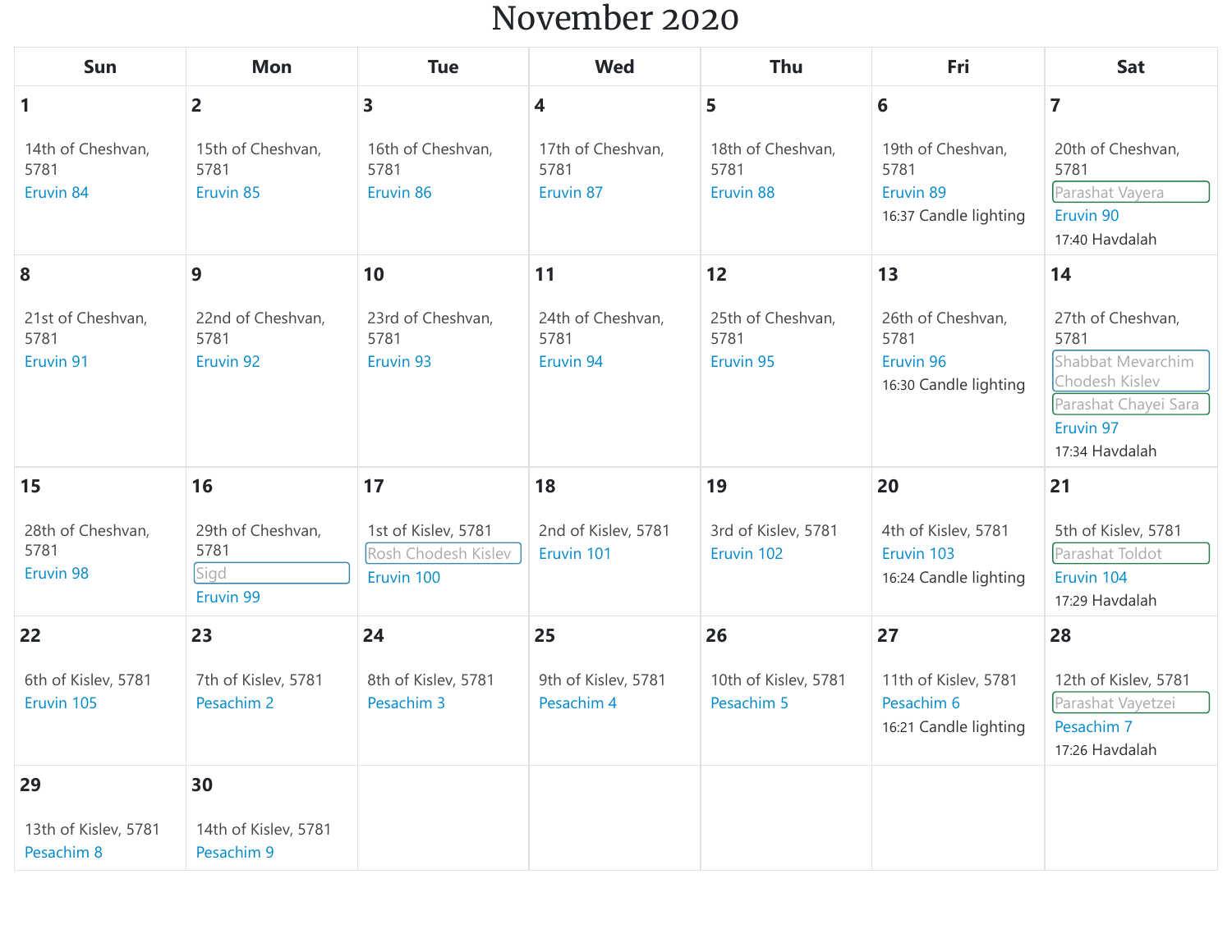# November 2020

| Sun | Mon | Tue | Wed | Thu | Fri | Sat |
|---|---|---|---|---|---|---|
| **1**<br>14th of Cheshvan, 5781<br>Eruvin 84 | **2**<br>15th of Cheshvan, 5781<br>Eruvin 85 | **3**<br>16th of Cheshvan, 5781<br>Eruvin 86 | **4**<br>17th of Cheshvan, 5781<br>Eruvin 87 | **5**<br>18th of Cheshvan, 5781<br>Eruvin 88 | **6**<br>19th of Cheshvan, 5781<br>Eruvin 89<br>16:37 Candle lighting | **7**<br>20th of Cheshvan, 5781<br>Parashat Vayera<br>Eruvin 90<br>17:40 Havdalah |
| **8**<br>21st of Cheshvan, 5781<br>Eruvin 91 | **9**<br>22nd of Cheshvan, 5781<br>Eruvin 92 | **10**<br>23rd of Cheshvan, 5781<br>Eruvin 93 | **11**<br>24th of Cheshvan, 5781<br>Eruvin 94 | **12**<br>25th of Cheshvan, 5781<br>Eruvin 95 | **13**<br>26th of Cheshvan, 5781<br>Eruvin 96<br>16:30 Candle lighting | **14**<br>27th of Cheshvan, 5781<br>Shabbat Mevarchim Chodesh Kislev<br>Parashat Chayei Sara<br>Eruvin 97<br>17:34 Havdalah |
| **15**<br>28th of Cheshvan, 5781<br>Eruvin 98 | **16**<br>29th of Cheshvan, 5781<br>Sigd<br>Eruvin 99 | **17**<br>1st of Kislev, 5781<br>Rosh Chodesh Kislev<br>Eruvin 100 | **18**<br>2nd of Kislev, 5781<br>Eruvin 101 | **19**<br>3rd of Kislev, 5781<br>Eruvin 102 | **20**<br>4th of Kislev, 5781<br>Eruvin 103<br>16:24 Candle lighting | **21**<br>5th of Kislev, 5781<br>Parashat Toldot<br>Eruvin 104<br>17:29 Havdalah |
| **22**<br>6th of Kislev, 5781<br>Eruvin 105 | **23**<br>7th of Kislev, 5781<br>Pesachim 2 | **24**<br>8th of Kislev, 5781<br>Pesachim 3 | **25**<br>9th of Kislev, 5781<br>Pesachim 4 | **26**<br>10th of Kislev, 5781<br>Pesachim 5 | **27**<br>11th of Kislev, 5781<br>Pesachim 6<br>16:21 Candle lighting | **28**<br>12th of Kislev, 5781<br>Parashat Vayetzei<br>Pesachim 7<br>17:26 Havdalah |
| **29**<br>13th of Kislev, 5781<br>Pesachim 8 | **30**<br>14th of Kislev, 5781<br>Pesachim 9 | | | | | |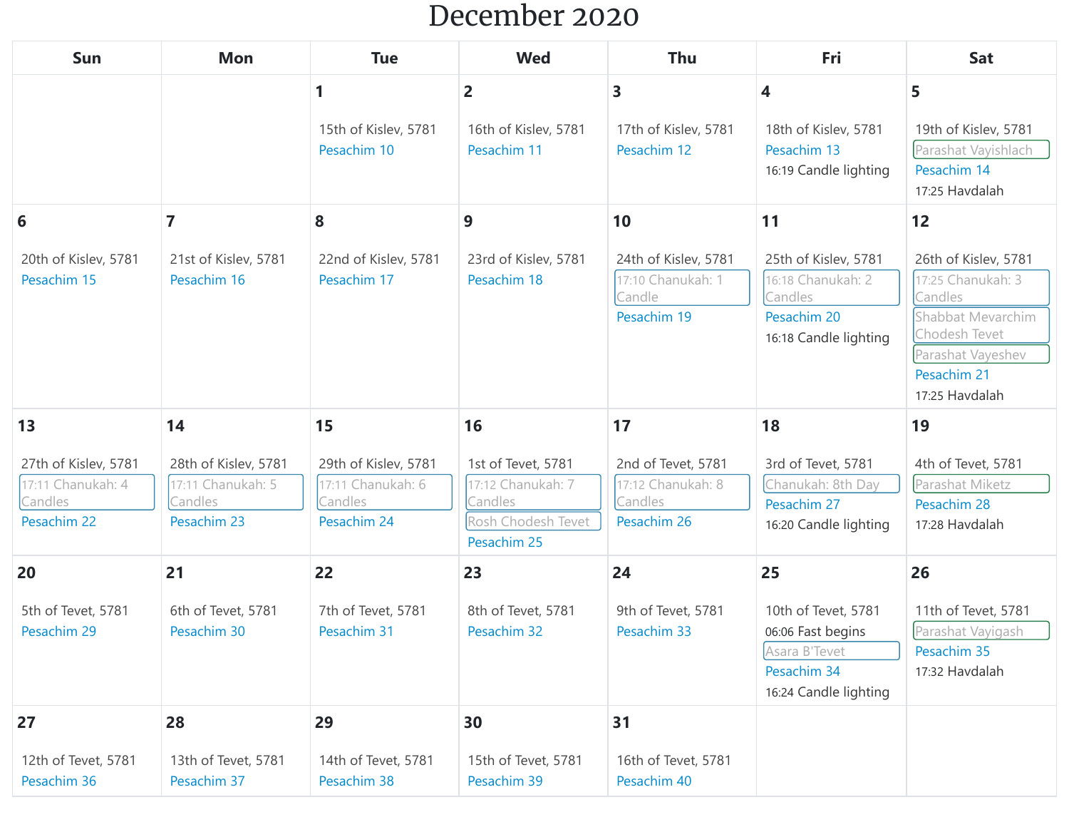# December 2020

| Sun | Mon | Tue | Wed | Thu | Fri | Sat |
|---|---|---|---|---|---|---|
| | | **1**<br>15th of Kislev, 5781<br>Pesachim 10 | **2**<br>16th of Kislev, 5781<br>Pesachim 11 | **3**<br>17th of Kislev, 5781<br>Pesachim 12 | **4**<br>18th of Kislev, 5781<br>Pesachim 13<br>16:19 Candle lighting | **5**<br>19th of Kislev, 5781<br>Parashat Vayishlach<br>Pesachim 14<br>17:25 Havdalah |
| **6**<br>20th of Kislev, 5781<br>Pesachim 15 | **7**<br>21st of Kislev, 5781<br>Pesachim 16 | **8**<br>22nd of Kislev, 5781<br>Pesachim 17 | **9**<br>23rd of Kislev, 5781<br>Pesachim 18 | **10**<br>24th of Kislev, 5781<br>17:10 Chanukah: 1 Candle<br>Pesachim 19 | **11**<br>25th of Kislev, 5781<br>16:18 Chanukah: 2 Candles<br>Pesachim 20<br>16:18 Candle lighting | **12**<br>26th of Kislev, 5781<br>17:25 Chanukah: 3 Candles<br>Shabbat Mevarchim Chodesh Tevet<br>Parashat Vayeshev<br>Pesachim 21<br>17:25 Havdalah |
| **13**<br>27th of Kislev, 5781<br>17:11 Chanukah: 4 Candles<br>Pesachim 22 | **14**<br>28th of Kislev, 5781<br>17:11 Chanukah: 5 Candles<br>Pesachim 23 | **15**<br>29th of Kislev, 5781<br>17:11 Chanukah: 6 Candles<br>Pesachim 24 | **16**<br>1st of Tevet, 5781<br>17:12 Chanukah: 7 Candles<br>Rosh Chodesh Tevet<br>Pesachim 25 | **17**<br>2nd of Tevet, 5781<br>17:12 Chanukah: 8 Candles<br>Pesachim 26 | **18**<br>3rd of Tevet, 5781<br>Chanukah: 8th Day<br>Pesachim 27<br>16:20 Candle lighting | **19**<br>4th of Tevet, 5781<br>Parashat Miketz<br>Pesachim 28<br>17:28 Havdalah |
| **20**<br>5th of Tevet, 5781<br>Pesachim 29 | **21**<br>6th of Tevet, 5781<br>Pesachim 30 | **22**<br>7th of Tevet, 5781<br>Pesachim 31 | **23**<br>8th of Tevet, 5781<br>Pesachim 32 | **24**<br>9th of Tevet, 5781<br>Pesachim 33 | **25**<br>10th of Tevet, 5781<br>06:06 Fast begins<br>Asara B'Tevet<br>Pesachim 34<br>16:24 Candle lighting | **26**<br>11th of Tevet, 5781<br>Parashat Vayigash<br>Pesachim 35<br>17:32 Havdalah |
| **27**<br>12th of Tevet, 5781<br>Pesachim 36 | **28**<br>13th of Tevet, 5781<br>Pesachim 37 | **29**<br>14th of Tevet, 5781<br>Pesachim 38 | **30**<br>15th of Tevet, 5781<br>Pesachim 39 | **31**<br>16th of Tevet, 5781<br>Pesachim 40 | | |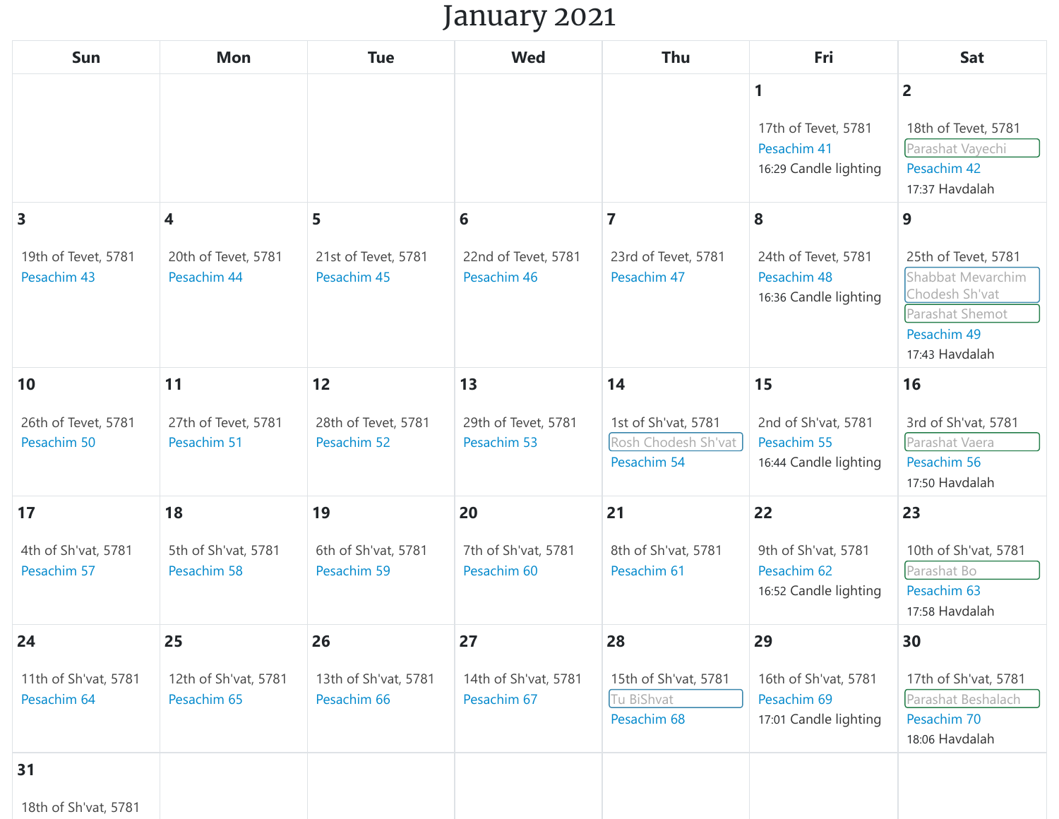# January 2021

| Sun | Mon | Tue | Wed | Thu | Fri | Sat |
|---|---|---|---|---|---|---|
| | | | | | **1**<br>17th of Tevet, 5781<br>Pesachim 41<br>16:29 Candle lighting | **2**<br>18th of Tevet, 5781<br>Parashat Vayechi<br>Pesachim 42<br>17:37 Havdalah |
| **3**<br>19th of Tevet, 5781<br>Pesachim 43 | **4**<br>20th of Tevet, 5781<br>Pesachim 44 | **5**<br>21st of Tevet, 5781<br>Pesachim 45 | **6**<br>22nd of Tevet, 5781<br>Pesachim 46 | **7**<br>23rd of Tevet, 5781<br>Pesachim 47 | **8**<br>24th of Tevet, 5781<br>Pesachim 48<br>16:36 Candle lighting | **9**<br>25th of Tevet, 5781<br>Shabbat Mevarchim Chodesh Sh'vat<br>Parashat Shemot<br>Pesachim 49<br>17:43 Havdalah |
| **10**<br>26th of Tevet, 5781<br>Pesachim 50 | **11**<br>27th of Tevet, 5781<br>Pesachim 51 | **12**<br>28th of Tevet, 5781<br>Pesachim 52 | **13**<br>29th of Tevet, 5781<br>Pesachim 53 | **14**<br>1st of Sh'vat, 5781<br>Rosh Chodesh Sh'vat<br>Pesachim 54 | **15**<br>2nd of Sh'vat, 5781<br>Pesachim 55<br>16:44 Candle lighting | **16**<br>3rd of Sh'vat, 5781<br>Parashat Vaera<br>Pesachim 56<br>17:50 Havdalah |
| **17**<br>4th of Sh'vat, 5781<br>Pesachim 57 | **18**<br>5th of Sh'vat, 5781<br>Pesachim 58 | **19**<br>6th of Sh'vat, 5781<br>Pesachim 59 | **20**<br>7th of Sh'vat, 5781<br>Pesachim 60 | **21**<br>8th of Sh'vat, 5781<br>Pesachim 61 | **22**<br>9th of Sh'vat, 5781<br>Pesachim 62<br>16:52 Candle lighting | **23**<br>10th of Sh'vat, 5781<br>Parashat Bo<br>Pesachim 63<br>17:58 Havdalah |
| **24**<br>11th of Sh'vat, 5781<br>Pesachim 64 | **25**<br>12th of Sh'vat, 5781<br>Pesachim 65 | **26**<br>13th of Sh'vat, 5781<br>Pesachim 66 | **27**<br>14th of Sh'vat, 5781<br>Pesachim 67 | **28**<br>15th of Sh'vat, 5781<br>Tu BiShvat<br>Pesachim 68 | **29**<br>16th of Sh'vat, 5781<br>Pesachim 69<br>17:01 Candle lighting | **30**<br>17th of Sh'vat, 5781<br>Parashat Beshalach<br>Pesachim 70<br>18:06 Havdalah |
| **31**<br>18th of Sh'vat, 5781 | | | | | | |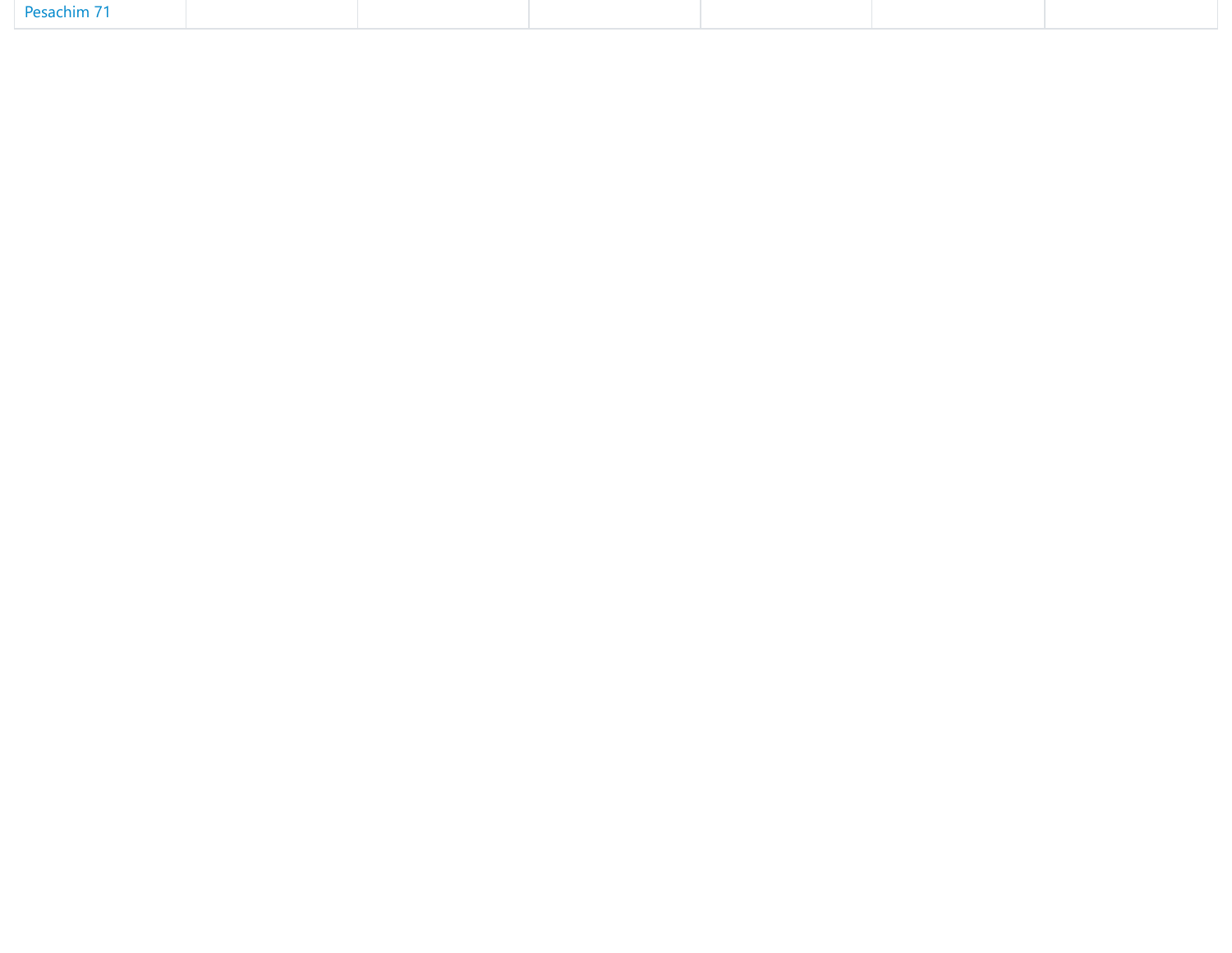| Pesachim 71 | | | | | | |
| --- | --- | --- | --- | --- | --- | --- |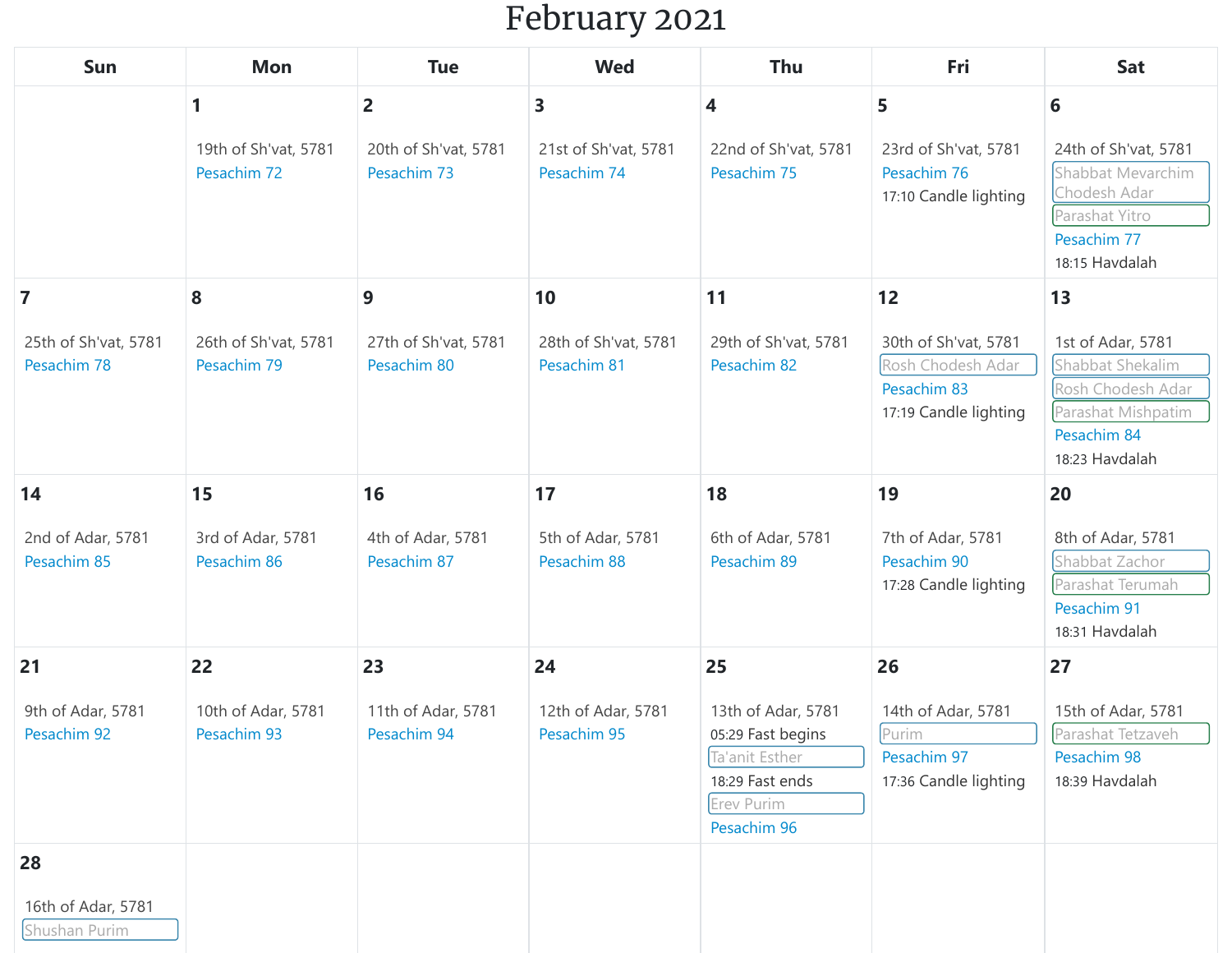# February 2021

| Sun | Mon | Tue | Wed | Thu | Fri | Sat |
|---|---|---|---|---|---|---|
| | **1**<br>19th of Sh'vat, 5781<br>Pesachim 72 | **2**<br>20th of Sh'vat, 5781<br>Pesachim 73 | **3**<br>21st of Sh'vat, 5781<br>Pesachim 74 | **4**<br>22nd of Sh'vat, 5781<br>Pesachim 75 | **5**<br>23rd of Sh'vat, 5781<br>Pesachim 76<br>17:10 Candle lighting | **6**<br>24th of Sh'vat, 5781<br>Shabbat Mevarchim Chodesh Adar<br>Parashat Yitro<br>Pesachim 77<br>18:15 Havdalah |
| **7**<br>25th of Sh'vat, 5781<br>Pesachim 78 | **8**<br>26th of Sh'vat, 5781<br>Pesachim 79 | **9**<br>27th of Sh'vat, 5781<br>Pesachim 80 | **10**<br>28th of Sh'vat, 5781<br>Pesachim 81 | **11**<br>29th of Sh'vat, 5781<br>Pesachim 82 | **12**<br>30th of Sh'vat, 5781<br>Rosh Chodesh Adar<br>Pesachim 83<br>17:19 Candle lighting | **13**<br>1st of Adar, 5781<br>Shabbat Shekalim<br>Rosh Chodesh Adar<br>Parashat Mishpatim<br>Pesachim 84<br>18:23 Havdalah |
| **14**<br>2nd of Adar, 5781<br>Pesachim 85 | **15**<br>3rd of Adar, 5781<br>Pesachim 86 | **16**<br>4th of Adar, 5781<br>Pesachim 87 | **17**<br>5th of Adar, 5781<br>Pesachim 88 | **18**<br>6th of Adar, 5781<br>Pesachim 89 | **19**<br>7th of Adar, 5781<br>Pesachim 90<br>17:28 Candle lighting | **20**<br>8th of Adar, 5781<br>Shabbat Zachor<br>Parashat Terumah<br>Pesachim 91<br>18:31 Havdalah |
| **21**<br>9th of Adar, 5781<br>Pesachim 92 | **22**<br>10th of Adar, 5781<br>Pesachim 93 | **23**<br>11th of Adar, 5781<br>Pesachim 94 | **24**<br>12th of Adar, 5781<br>Pesachim 95 | **25**<br>13th of Adar, 5781<br>05:29 Fast begins<br>Ta'anit Esther<br>18:29 Fast ends<br>Erev Purim<br>Pesachim 96 | **26**<br>14th of Adar, 5781<br>Purim<br>Pesachim 97<br>17:36 Candle lighting | **27**<br>15th of Adar, 5781<br>Parashat Tetzaveh<br>Pesachim 98<br>18:39 Havdalah |
| **28**<br>16th of Adar, 5781<br>Shushan Purim | | | | | | |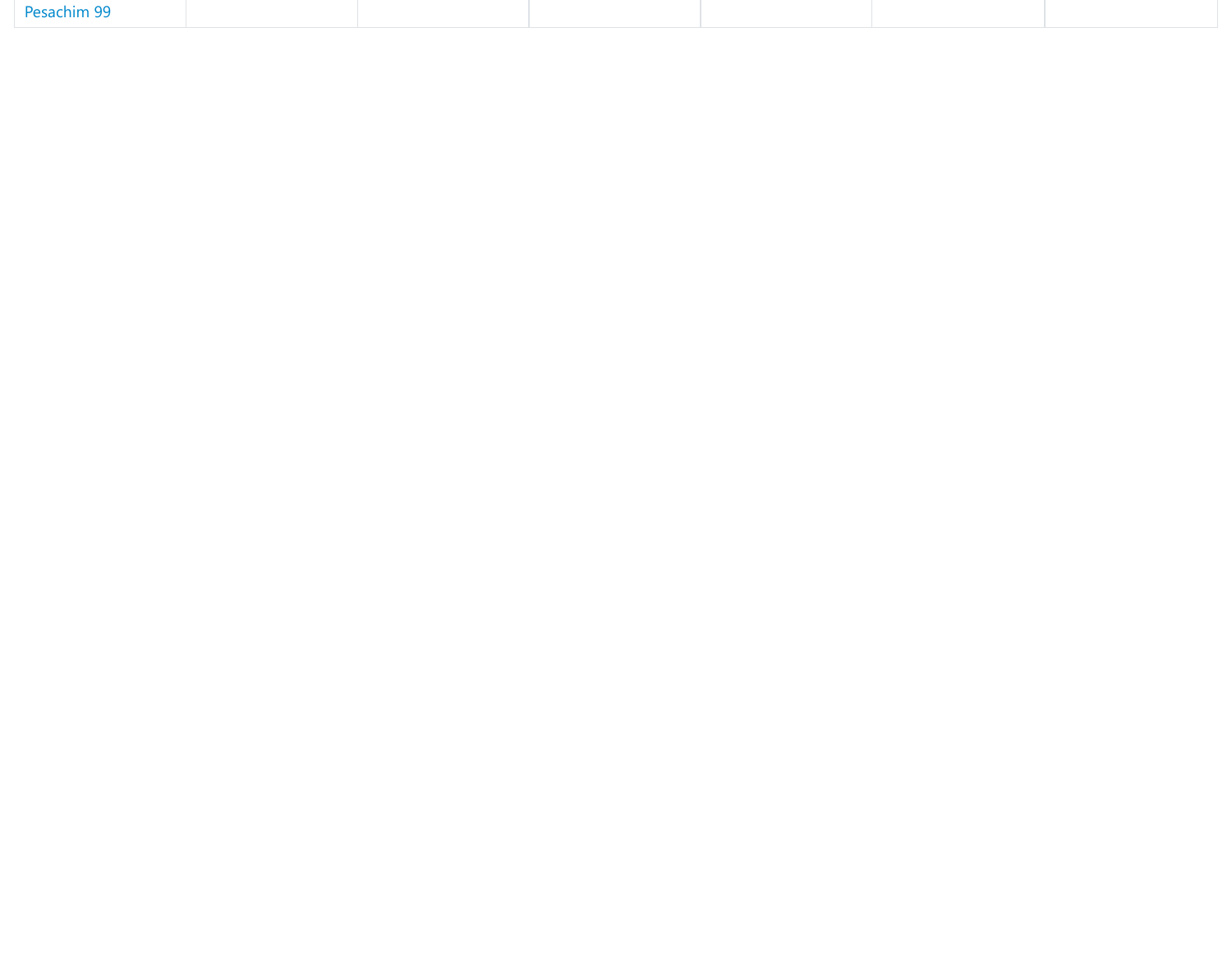| | | | | | | |
|---|---|---|---|---|---|---|
| Pesachim 99 | | | | | | |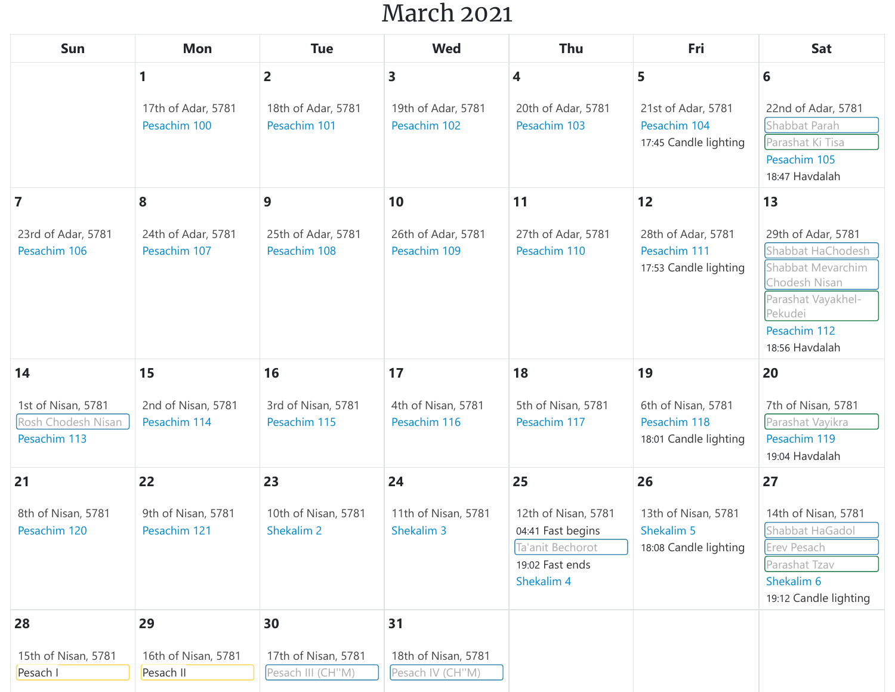# March 2021

| Sun | Mon | Tue | Wed | Thu | Fri | Sat |
|---|---|---|---|---|---|---|
| | **1**<br>17th of Adar, 5781<br>Pesachim 100 | **2**<br>18th of Adar, 5781<br>Pesachim 101 | **3**<br>19th of Adar, 5781<br>Pesachim 102 | **4**<br>20th of Adar, 5781<br>Pesachim 103 | **5**<br>21st of Adar, 5781<br>Pesachim 104<br>17:45 Candle lighting | **6**<br>22nd of Adar, 5781<br>Shabbat Parah<br>Parashat Ki Tisa<br>Pesachim 105<br>18:47 Havdalah |
| **7**<br>23rd of Adar, 5781<br>Pesachim 106 | **8**<br>24th of Adar, 5781<br>Pesachim 107 | **9**<br>25th of Adar, 5781<br>Pesachim 108 | **10**<br>26th of Adar, 5781<br>Pesachim 109 | **11**<br>27th of Adar, 5781<br>Pesachim 110 | **12**<br>28th of Adar, 5781<br>Pesachim 111<br>17:53 Candle lighting | **13**<br>29th of Adar, 5781<br>Shabbat HaChodesh<br>Shabbat Mevarchim Chodesh Nisan<br>Parashat Vayakhel-Pekudei<br>Pesachim 112<br>18:56 Havdalah |
| **14**<br>1st of Nisan, 5781<br>Rosh Chodesh Nisan<br>Pesachim 113 | **15**<br>2nd of Nisan, 5781<br>Pesachim 114 | **16**<br>3rd of Nisan, 5781<br>Pesachim 115 | **17**<br>4th of Nisan, 5781<br>Pesachim 116 | **18**<br>5th of Nisan, 5781<br>Pesachim 117 | **19**<br>6th of Nisan, 5781<br>Pesachim 118<br>18:01 Candle lighting | **20**<br>7th of Nisan, 5781<br>Parashat Vayikra<br>Pesachim 119<br>19:04 Havdalah |
| **21**<br>8th of Nisan, 5781<br>Pesachim 120 | **22**<br>9th of Nisan, 5781<br>Pesachim 121 | **23**<br>10th of Nisan, 5781<br>Shekalim 2 | **24**<br>11th of Nisan, 5781<br>Shekalim 3 | **25**<br>12th of Nisan, 5781<br>04:41 Fast begins<br>Ta'anit Bechorot<br>19:02 Fast ends<br>Shekalim 4 | **26**<br>13th of Nisan, 5781<br>Shekalim 5<br>18:08 Candle lighting | **27**<br>14th of Nisan, 5781<br>Shabbat HaGadol<br>Erev Pesach<br>Parashat Tzav<br>Shekalim 6<br>19:12 Candle lighting |
| **28**<br>15th of Nisan, 5781<br>Pesach I | **29**<br>16th of Nisan, 5781<br>Pesach II | **30**<br>17th of Nisan, 5781<br>Pesach III (CH''M) | **31**<br>18th of Nisan, 5781<br>Pesach IV (CH''M) | | | |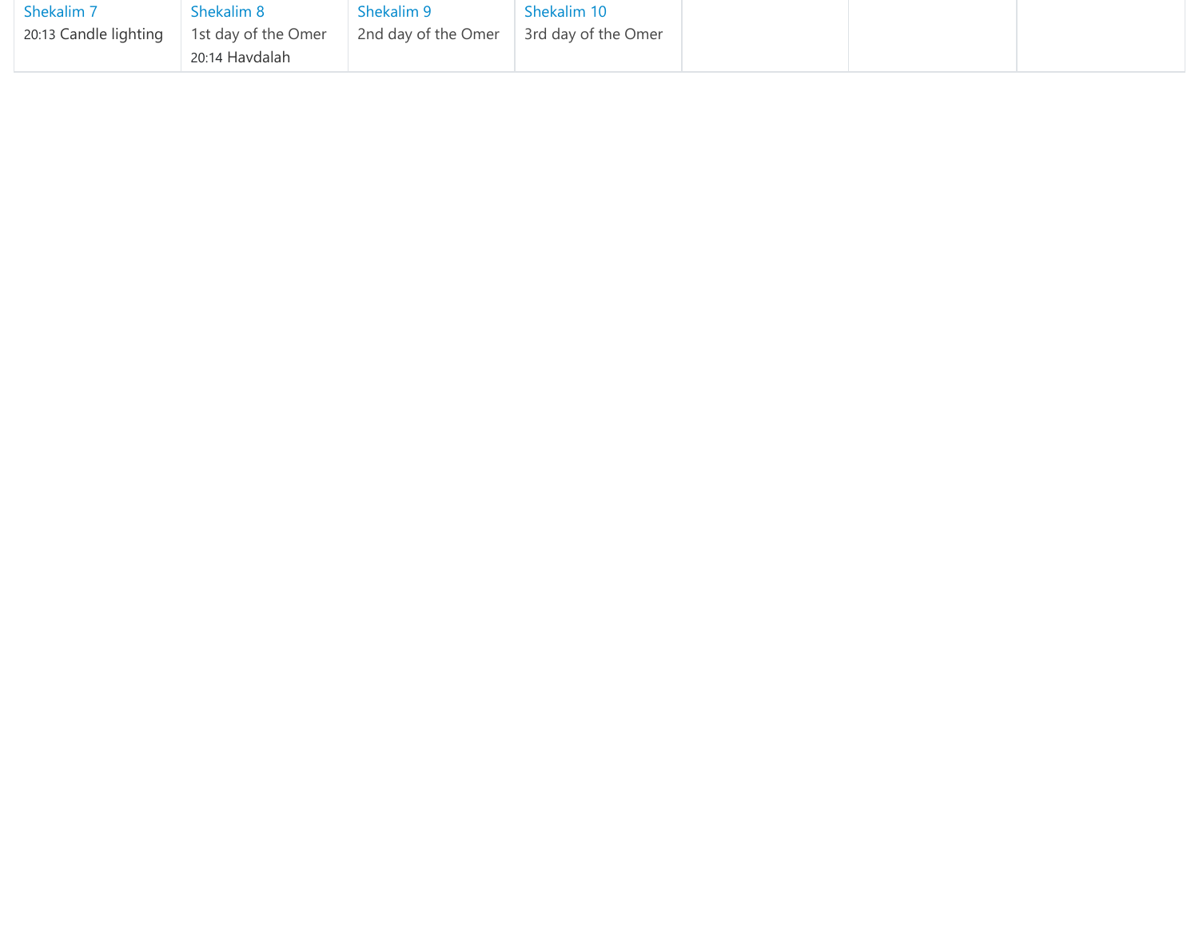| | | | | | | |
|---|---|---|---|---|---|---|
| Shekalim 7<br>20:13 Candle lighting | Shekalim 8<br>1st day of the Omer<br>20:14 Havdalah | Shekalim 9<br>2nd day of the Omer | Shekalim 10<br>3rd day of the Omer | | | |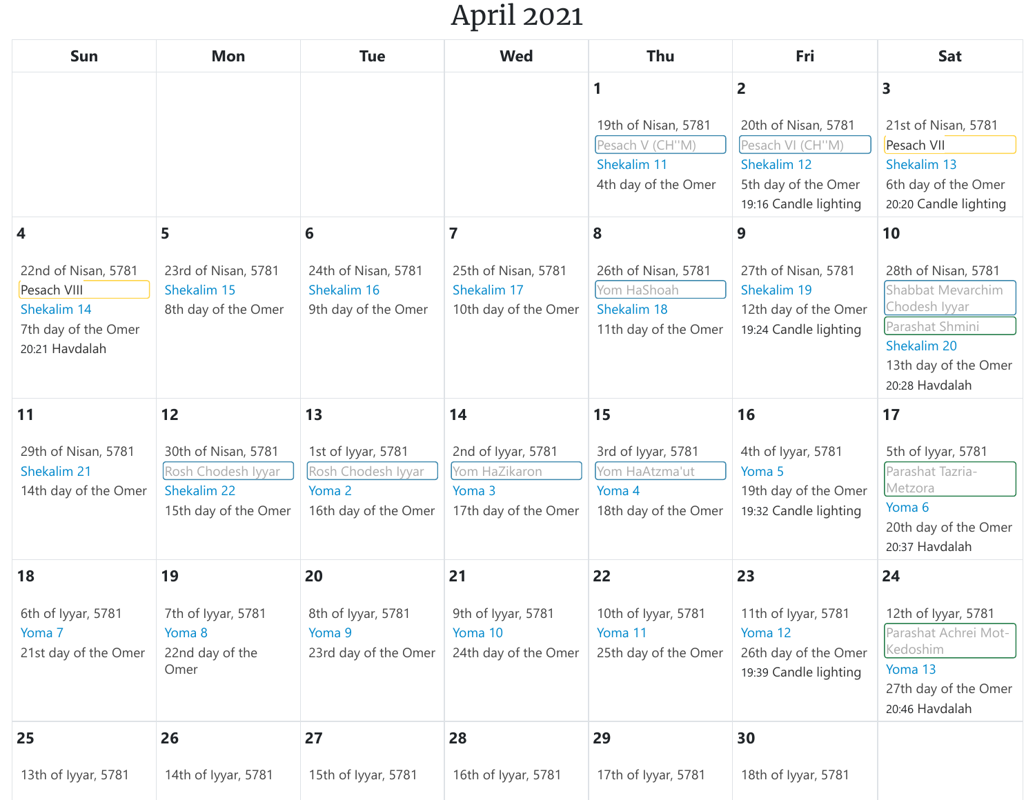# April 2021

| Sun | Mon | Tue | Wed | Thu | Fri | Sat |
|---|---|---|---|---|---|---|
| | | | | **1**<br>19th of Nisan, 5781<br>Pesach V (CH''M)<br>Shekalim 11<br>4th day of the Omer | **2**<br>20th of Nisan, 5781<br>Pesach VI (CH''M)<br>Shekalim 12<br>5th day of the Omer<br>19:16 Candle lighting | **3**<br>21st of Nisan, 5781<br>Pesach VII<br>Shekalim 13<br>6th day of the Omer<br>20:20 Candle lighting |
| **4**<br>22nd of Nisan, 5781<br>Pesach VIII<br>Shekalim 14<br>7th day of the Omer<br>20:21 Havdalah | **5**<br>23rd of Nisan, 5781<br>Shekalim 15<br>8th day of the Omer | **6**<br>24th of Nisan, 5781<br>Shekalim 16<br>9th day of the Omer | **7**<br>25th of Nisan, 5781<br>Shekalim 17<br>10th day of the Omer | **8**<br>26th of Nisan, 5781<br>Yom HaShoah<br>Shekalim 18<br>11th day of the Omer | **9**<br>27th of Nisan, 5781<br>Shekalim 19<br>12th day of the Omer<br>19:24 Candle lighting | **10**<br>28th of Nisan, 5781<br>Shabbat Mevarchim Chodesh Iyyar<br>Parashat Shmini<br>Shekalim 20<br>13th day of the Omer<br>20:28 Havdalah |
| **11**<br>29th of Nisan, 5781<br>Shekalim 21<br>14th day of the Omer | **12**<br>30th of Nisan, 5781<br>Rosh Chodesh Iyyar<br>Shekalim 22<br>15th day of the Omer | **13**<br>1st of Iyyar, 5781<br>Rosh Chodesh Iyyar<br>Yoma 2<br>16th day of the Omer | **14**<br>2nd of Iyyar, 5781<br>Yom HaZikaron<br>Yoma 3<br>17th day of the Omer | **15**<br>3rd of Iyyar, 5781<br>Yom HaAtzma'ut<br>Yoma 4<br>18th day of the Omer | **16**<br>4th of Iyyar, 5781<br>Yoma 5<br>19th day of the Omer<br>19:32 Candle lighting | **17**<br>5th of Iyyar, 5781<br>Parashat Tazria-Metzora<br>Yoma 6<br>20th day of the Omer<br>20:37 Havdalah |
| **18**<br>6th of Iyyar, 5781<br>Yoma 7<br>21st day of the Omer | **19**<br>7th of Iyyar, 5781<br>Yoma 8<br>22nd day of the Omer | **20**<br>8th of Iyyar, 5781<br>Yoma 9<br>23rd day of the Omer | **21**<br>9th of Iyyar, 5781<br>Yoma 10<br>24th day of the Omer | **22**<br>10th of Iyyar, 5781<br>Yoma 11<br>25th day of the Omer | **23**<br>11th of Iyyar, 5781<br>Yoma 12<br>26th day of the Omer<br>19:39 Candle lighting | **24**<br>12th of Iyyar, 5781<br>Parashat Achrei Mot-Kedoshim<br>Yoma 13<br>27th day of the Omer<br>20:46 Havdalah |
| **25**<br>13th of Iyyar, 5781 | **26**<br>14th of Iyyar, 5781 | **27**<br>15th of Iyyar, 5781 | **28**<br>16th of Iyyar, 5781 | **29**<br>17th of Iyyar, 5781 | **30**<br>18th of Iyyar, 5781 | |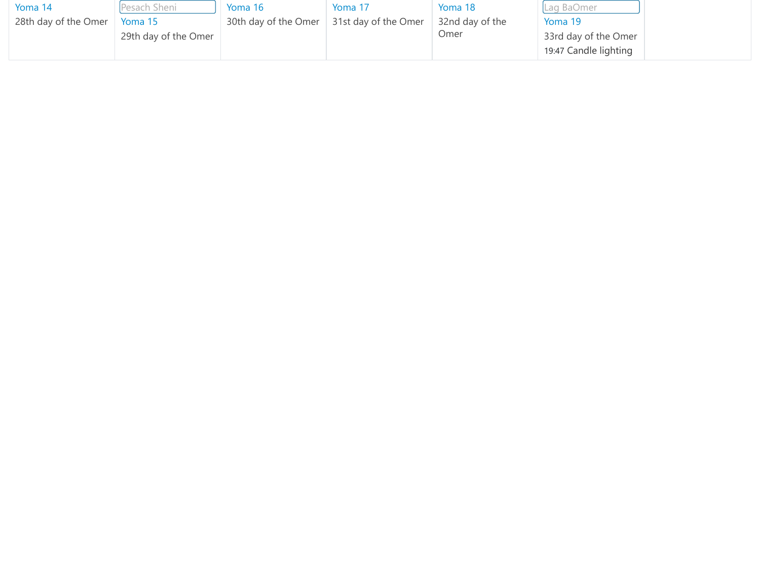| | | | | | | |
|---|---|---|---|---|---|---|
| Yoma 14<br>28th day of the Omer | Pesach Sheni<br>Yoma 15<br>29th day of the Omer | Yoma 16<br>30th day of the Omer | Yoma 17<br>31st day of the Omer | Yoma 18<br>32nd day of the Omer | Lag BaOmer<br>Yoma 19<br>33rd day of the Omer<br>19:47 Candle lighting | |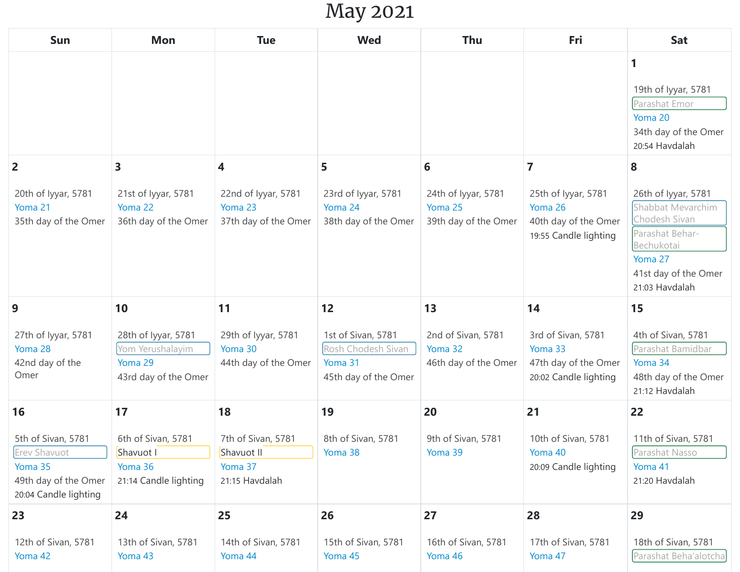# May 2021

| Sun | Mon | Tue | Wed | Thu | Fri | Sat |
|---|---|---|---|---|---|---|
| | | | | | | **1**<br>19th of Iyyar, 5781<br>Parashat Emor<br>Yoma 20<br>34th day of the Omer<br>20:54 Havdalah |
| **2**<br>20th of Iyyar, 5781<br>Yoma 21<br>35th day of the Omer | **3**<br>21st of Iyyar, 5781<br>Yoma 22<br>36th day of the Omer | **4**<br>22nd of Iyyar, 5781<br>Yoma 23<br>37th day of the Omer | **5**<br>23rd of Iyyar, 5781<br>Yoma 24<br>38th day of the Omer | **6**<br>24th of Iyyar, 5781<br>Yoma 25<br>39th day of the Omer | **7**<br>25th of Iyyar, 5781<br>Yoma 26<br>40th day of the Omer<br>19:55 Candle lighting | **8**<br>26th of Iyyar, 5781<br>Shabbat Mevarchim Chodesh Sivan<br>Parashat Behar-Bechukotai<br>Yoma 27<br>41st day of the Omer<br>21:03 Havdalah |
| **9**<br>27th of Iyyar, 5781<br>Yoma 28<br>42nd day of the Omer | **10**<br>28th of Iyyar, 5781<br>Yom Yerushalayim<br>Yoma 29<br>43rd day of the Omer | **11**<br>29th of Iyyar, 5781<br>Yoma 30<br>44th day of the Omer | **12**<br>1st of Sivan, 5781<br>Rosh Chodesh Sivan<br>Yoma 31<br>45th day of the Omer | **13**<br>2nd of Sivan, 5781<br>Yoma 32<br>46th day of the Omer | **14**<br>3rd of Sivan, 5781<br>Yoma 33<br>47th day of the Omer<br>20:02 Candle lighting | **15**<br>4th of Sivan, 5781<br>Parashat Bamidbar<br>Yoma 34<br>48th day of the Omer<br>21:12 Havdalah |
| **16**<br>5th of Sivan, 5781<br>Erev Shavuot<br>Yoma 35<br>49th day of the Omer<br>20:04 Candle lighting | **17**<br>6th of Sivan, 5781<br>Shavuot I<br>Yoma 36<br>21:14 Candle lighting | **18**<br>7th of Sivan, 5781<br>Shavuot II<br>Yoma 37<br>21:15 Havdalah | **19**<br>8th of Sivan, 5781<br>Yoma 38 | **20**<br>9th of Sivan, 5781<br>Yoma 39 | **21**<br>10th of Sivan, 5781<br>Yoma 40<br>20:09 Candle lighting | **22**<br>11th of Sivan, 5781<br>Parashat Nasso<br>Yoma 41<br>21:20 Havdalah |
| **23**<br>12th of Sivan, 5781<br>Yoma 42 | **24**<br>13th of Sivan, 5781<br>Yoma 43 | **25**<br>14th of Sivan, 5781<br>Yoma 44 | **26**<br>15th of Sivan, 5781<br>Yoma 45 | **27**<br>16th of Sivan, 5781<br>Yoma 46 | **28**<br>17th of Sivan, 5781<br>Yoma 47 | **29**<br>18th of Sivan, 5781<br>Parashat Beha'alotcha |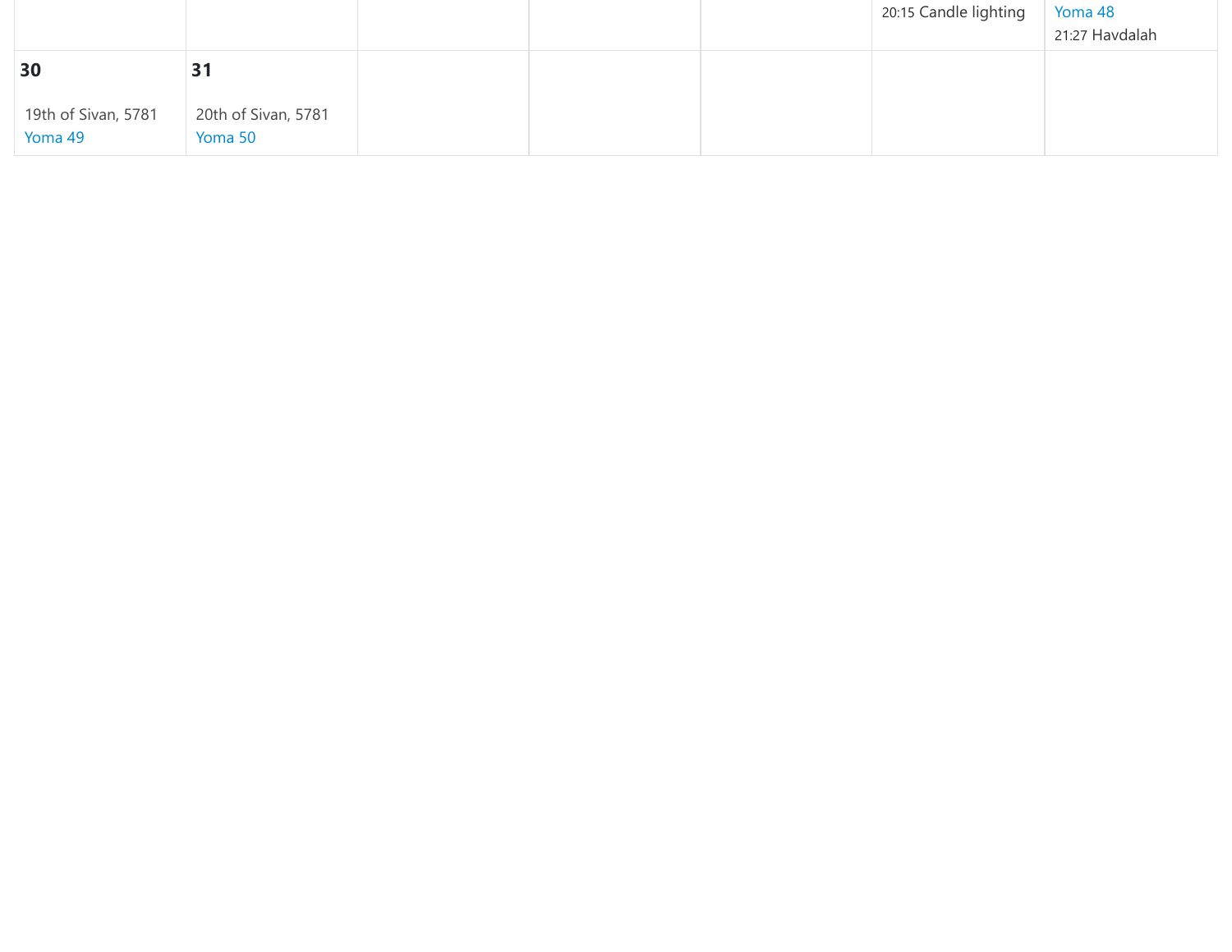|  |  |  |  |  |  |  |
|---|---|---|---|---|---|---|
|  |  |  |  |  | 20:15 Candle lighting | Yoma 48<br>21:27 Havdalah |
| **30**<br>19th of Sivan, 5781<br>Yoma 49 | **31**<br>20th of Sivan, 5781<br>Yoma 50 |  |  |  |  |  |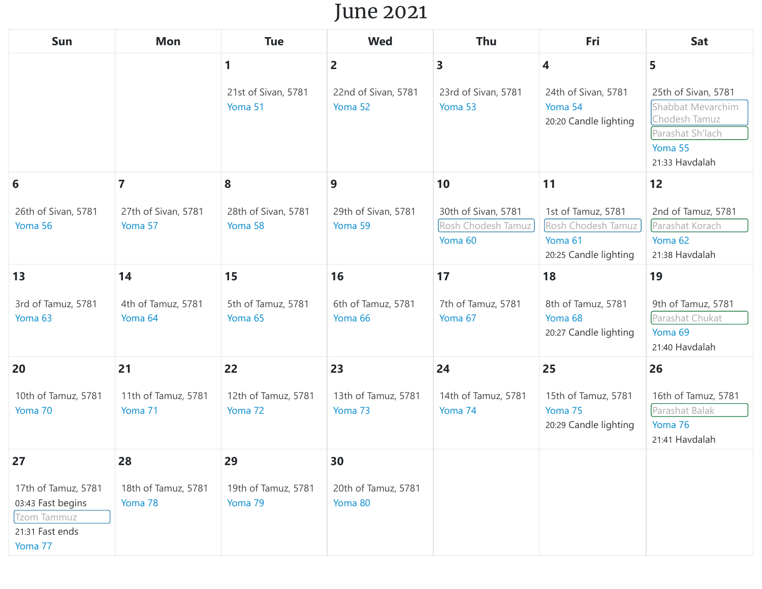# June 2021

| Sun | Mon | Tue | Wed | Thu | Fri | Sat |
|---|---|---|---|---|---|---|
| | | **1**<br>21st of Sivan, 5781<br>Yoma 51 | **2**<br>22nd of Sivan, 5781<br>Yoma 52 | **3**<br>23rd of Sivan, 5781<br>Yoma 53 | **4**<br>24th of Sivan, 5781<br>Yoma 54<br>20:20 Candle lighting | **5**<br>25th of Sivan, 5781<br>Shabbat Mevarchim Chodesh Tamuz<br>Parashat Sh'lach<br>Yoma 55<br>21:33 Havdalah |
| **6**<br>26th of Sivan, 5781<br>Yoma 56 | **7**<br>27th of Sivan, 5781<br>Yoma 57 | **8**<br>28th of Sivan, 5781<br>Yoma 58 | **9**<br>29th of Sivan, 5781<br>Yoma 59 | **10**<br>30th of Sivan, 5781<br>Rosh Chodesh Tamuz<br>Yoma 60 | **11**<br>1st of Tamuz, 5781<br>Rosh Chodesh Tamuz<br>Yoma 61<br>20:25 Candle lighting | **12**<br>2nd of Tamuz, 5781<br>Parashat Korach<br>Yoma 62<br>21:38 Havdalah |
| **13**<br>3rd of Tamuz, 5781<br>Yoma 63 | **14**<br>4th of Tamuz, 5781<br>Yoma 64 | **15**<br>5th of Tamuz, 5781<br>Yoma 65 | **16**<br>6th of Tamuz, 5781<br>Yoma 66 | **17**<br>7th of Tamuz, 5781<br>Yoma 67 | **18**<br>8th of Tamuz, 5781<br>Yoma 68<br>20:27 Candle lighting | **19**<br>9th of Tamuz, 5781<br>Parashat Chukat<br>Yoma 69<br>21:40 Havdalah |
| **20**<br>10th of Tamuz, 5781<br>Yoma 70 | **21**<br>11th of Tamuz, 5781<br>Yoma 71 | **22**<br>12th of Tamuz, 5781<br>Yoma 72 | **23**<br>13th of Tamuz, 5781<br>Yoma 73 | **24**<br>14th of Tamuz, 5781<br>Yoma 74 | **25**<br>15th of Tamuz, 5781<br>Yoma 75<br>20:29 Candle lighting | **26**<br>16th of Tamuz, 5781<br>Parashat Balak<br>Yoma 76<br>21:41 Havdalah |
| **27**<br>17th of Tamuz, 5781<br>03:43 Fast begins<br>Tzom Tammuz<br>21:31 Fast ends<br>Yoma 77 | **28**<br>18th of Tamuz, 5781<br>Yoma 78 | **29**<br>19th of Tamuz, 5781<br>Yoma 79 | **30**<br>20th of Tamuz, 5781<br>Yoma 80 | | | |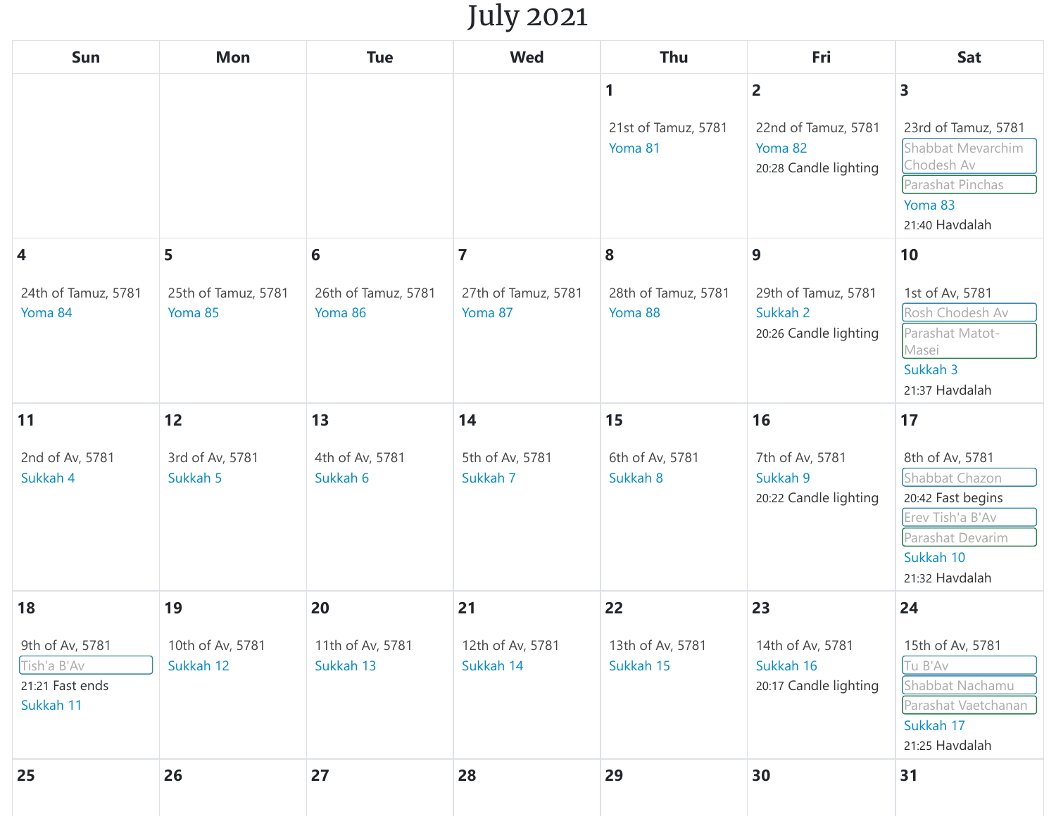# July 2021

| Sun | Mon | Tue | Wed | Thu | Fri | Sat |
|---|---|---|---|---|---|---|
| | | | | **1**<br>21st of Tamuz, 5781<br>Yoma 81 | **2**<br>22nd of Tamuz, 5781<br>Yoma 82<br>20:28 Candle lighting | **3**<br>23rd of Tamuz, 5781<br>Shabbat Mevarchim Chodesh Av<br>Parashat Pinchas<br>Yoma 83<br>21:40 Havdalah |
| **4**<br>24th of Tamuz, 5781<br>Yoma 84 | **5**<br>25th of Tamuz, 5781<br>Yoma 85 | **6**<br>26th of Tamuz, 5781<br>Yoma 86 | **7**<br>27th of Tamuz, 5781<br>Yoma 87 | **8**<br>28th of Tamuz, 5781<br>Yoma 88 | **9**<br>29th of Tamuz, 5781<br>Sukkah 2<br>20:26 Candle lighting | **10**<br>1st of Av, 5781<br>Rosh Chodesh Av<br>Parashat Matot-Masei<br>Sukkah 3<br>21:37 Havdalah |
| **11**<br>2nd of Av, 5781<br>Sukkah 4 | **12**<br>3rd of Av, 5781<br>Sukkah 5 | **13**<br>4th of Av, 5781<br>Sukkah 6 | **14**<br>5th of Av, 5781<br>Sukkah 7 | **15**<br>6th of Av, 5781<br>Sukkah 8 | **16**<br>7th of Av, 5781<br>Sukkah 9<br>20:22 Candle lighting | **17**<br>8th of Av, 5781<br>Shabbat Chazon<br>20:42 Fast begins<br>Erev Tish'a B'Av<br>Parashat Devarim<br>Sukkah 10<br>21:32 Havdalah |
| **18**<br>9th of Av, 5781<br>Tish'a B'Av<br>21:21 Fast ends<br>Sukkah 11 | **19**<br>10th of Av, 5781<br>Sukkah 12 | **20**<br>11th of Av, 5781<br>Sukkah 13 | **21**<br>12th of Av, 5781<br>Sukkah 14 | **22**<br>13th of Av, 5781<br>Sukkah 15 | **23**<br>14th of Av, 5781<br>Sukkah 16<br>20:17 Candle lighting | **24**<br>15th of Av, 5781<br>Tu B'Av<br>Shabbat Nachamu<br>Parashat Vaetchanan<br>Sukkah 17<br>21:25 Havdalah |
| **25** | **26** | **27** | **28** | **29** | **30** | **31** |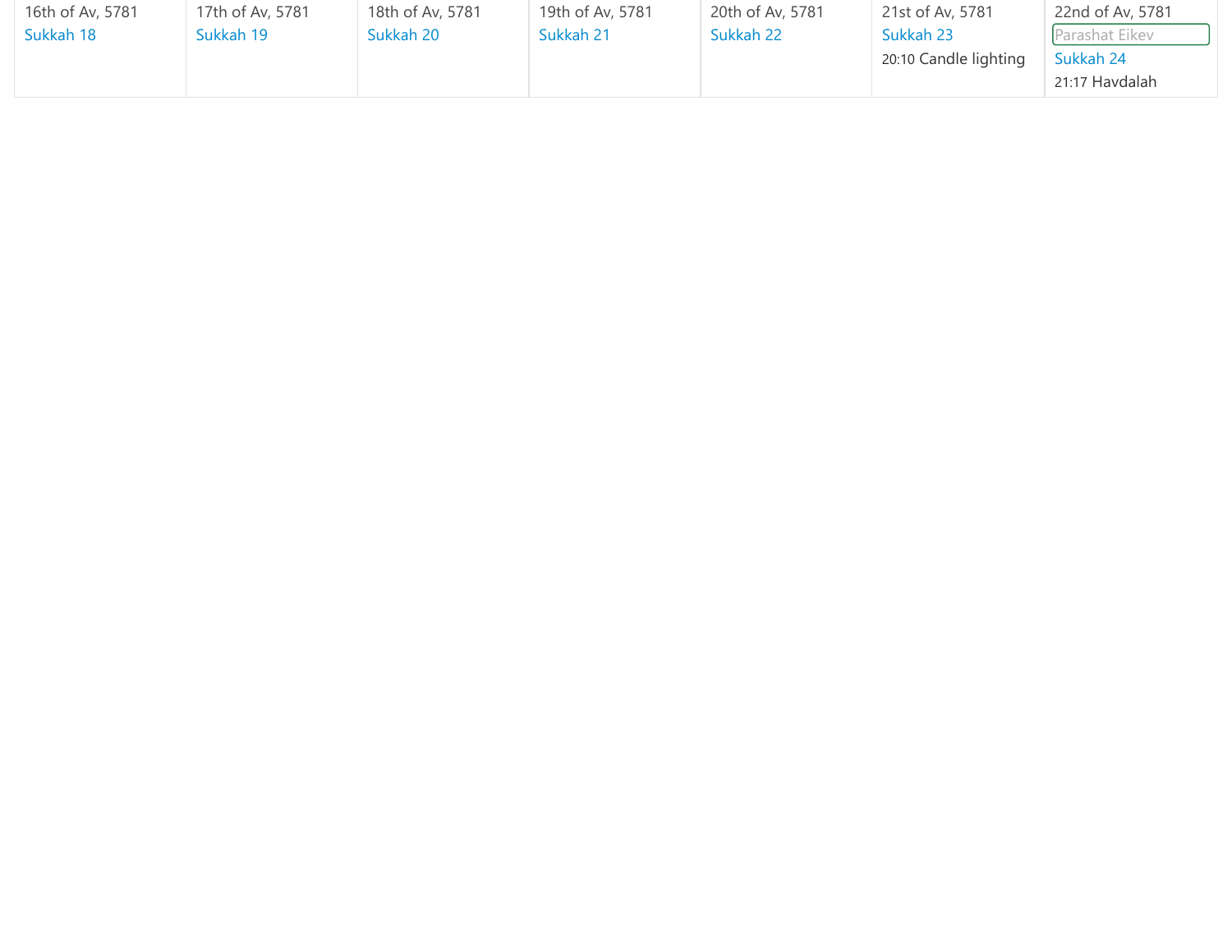| 16th of Av, 5781 | 17th of Av, 5781 | 18th of Av, 5781 | 19th of Av, 5781 | 20th of Av, 5781 | 21st of Av, 5781 | 22nd of Av, 5781 |
| --- | --- | --- | --- | --- | --- | --- |
| Sukkah 18 | Sukkah 19 | Sukkah 20 | Sukkah 21 | Sukkah 22 | Sukkah 23<br>20:10 Candle lighting | Parashat Eikev<br>Sukkah 24<br>21:17 Havdalah |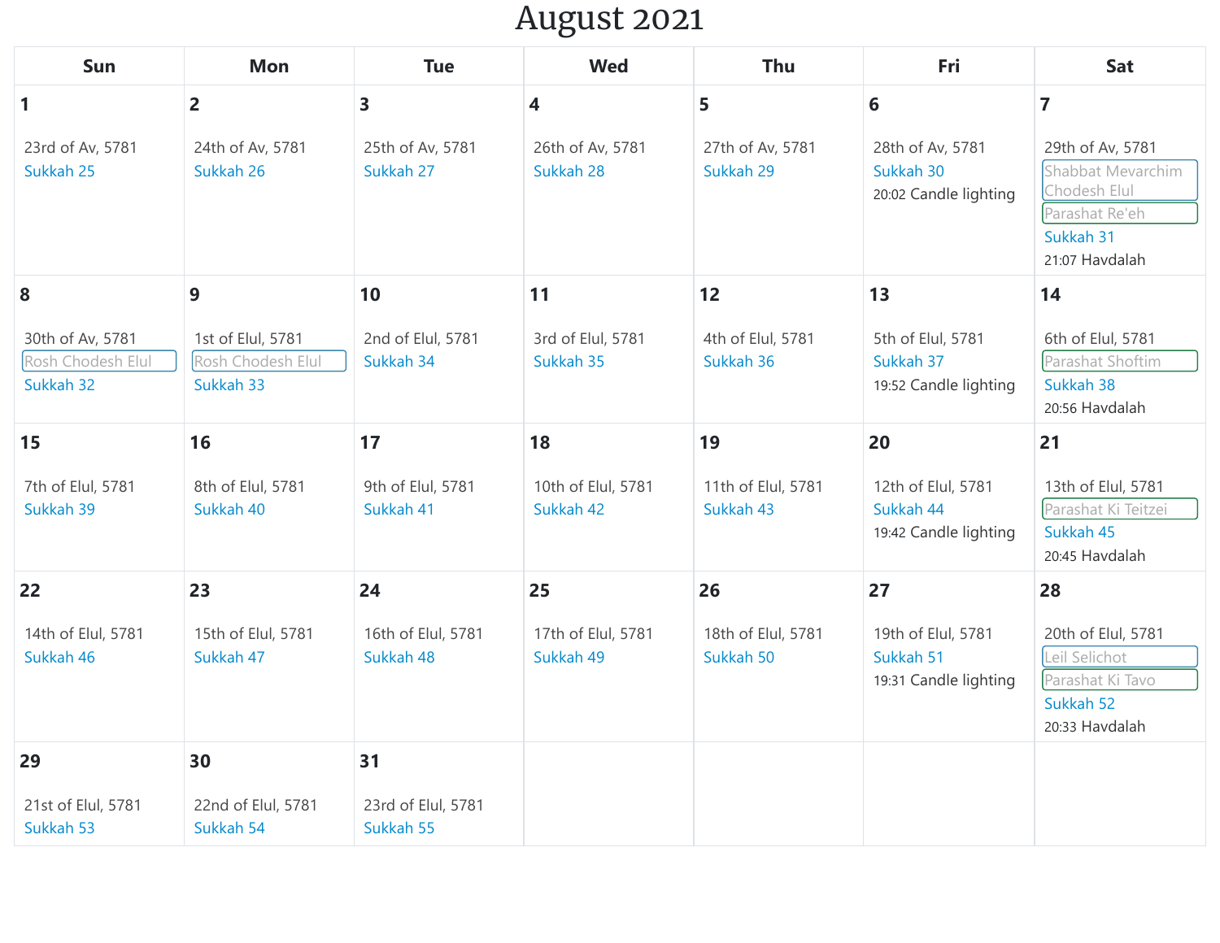# August 2021

| Sun | Mon | Tue | Wed | Thu | Fri | Sat |
|---|---|---|---|---|---|---|
| **1**<br>23rd of Av, 5781<br>Sukkah 25 | **2**<br>24th of Av, 5781<br>Sukkah 26 | **3**<br>25th of Av, 5781<br>Sukkah 27 | **4**<br>26th of Av, 5781<br>Sukkah 28 | **5**<br>27th of Av, 5781<br>Sukkah 29 | **6**<br>28th of Av, 5781<br>Sukkah 30<br>20:02 Candle lighting | **7**<br>29th of Av, 5781<br>Shabbat Mevarchim Chodesh Elul<br>Parashat Re'eh<br>Sukkah 31<br>21:07 Havdalah |
| **8**<br>30th of Av, 5781<br>Rosh Chodesh Elul<br>Sukkah 32 | **9**<br>1st of Elul, 5781<br>Rosh Chodesh Elul<br>Sukkah 33 | **10**<br>2nd of Elul, 5781<br>Sukkah 34 | **11**<br>3rd of Elul, 5781<br>Sukkah 35 | **12**<br>4th of Elul, 5781<br>Sukkah 36 | **13**<br>5th of Elul, 5781<br>Sukkah 37<br>19:52 Candle lighting | **14**<br>6th of Elul, 5781<br>Parashat Shoftim<br>Sukkah 38<br>20:56 Havdalah |
| **15**<br>7th of Elul, 5781<br>Sukkah 39 | **16**<br>8th of Elul, 5781<br>Sukkah 40 | **17**<br>9th of Elul, 5781<br>Sukkah 41 | **18**<br>10th of Elul, 5781<br>Sukkah 42 | **19**<br>11th of Elul, 5781<br>Sukkah 43 | **20**<br>12th of Elul, 5781<br>Sukkah 44<br>19:42 Candle lighting | **21**<br>13th of Elul, 5781<br>Parashat Ki Teitzei<br>Sukkah 45<br>20:45 Havdalah |
| **22**<br>14th of Elul, 5781<br>Sukkah 46 | **23**<br>15th of Elul, 5781<br>Sukkah 47 | **24**<br>16th of Elul, 5781<br>Sukkah 48 | **25**<br>17th of Elul, 5781<br>Sukkah 49 | **26**<br>18th of Elul, 5781<br>Sukkah 50 | **27**<br>19th of Elul, 5781<br>Sukkah 51<br>19:31 Candle lighting | **28**<br>20th of Elul, 5781<br>Leil Selichot<br>Parashat Ki Tavo<br>Sukkah 52<br>20:33 Havdalah |
| **29**<br>21st of Elul, 5781<br>Sukkah 53 | **30**<br>22nd of Elul, 5781<br>Sukkah 54 | **31**<br>23rd of Elul, 5781<br>Sukkah 55 | | | | |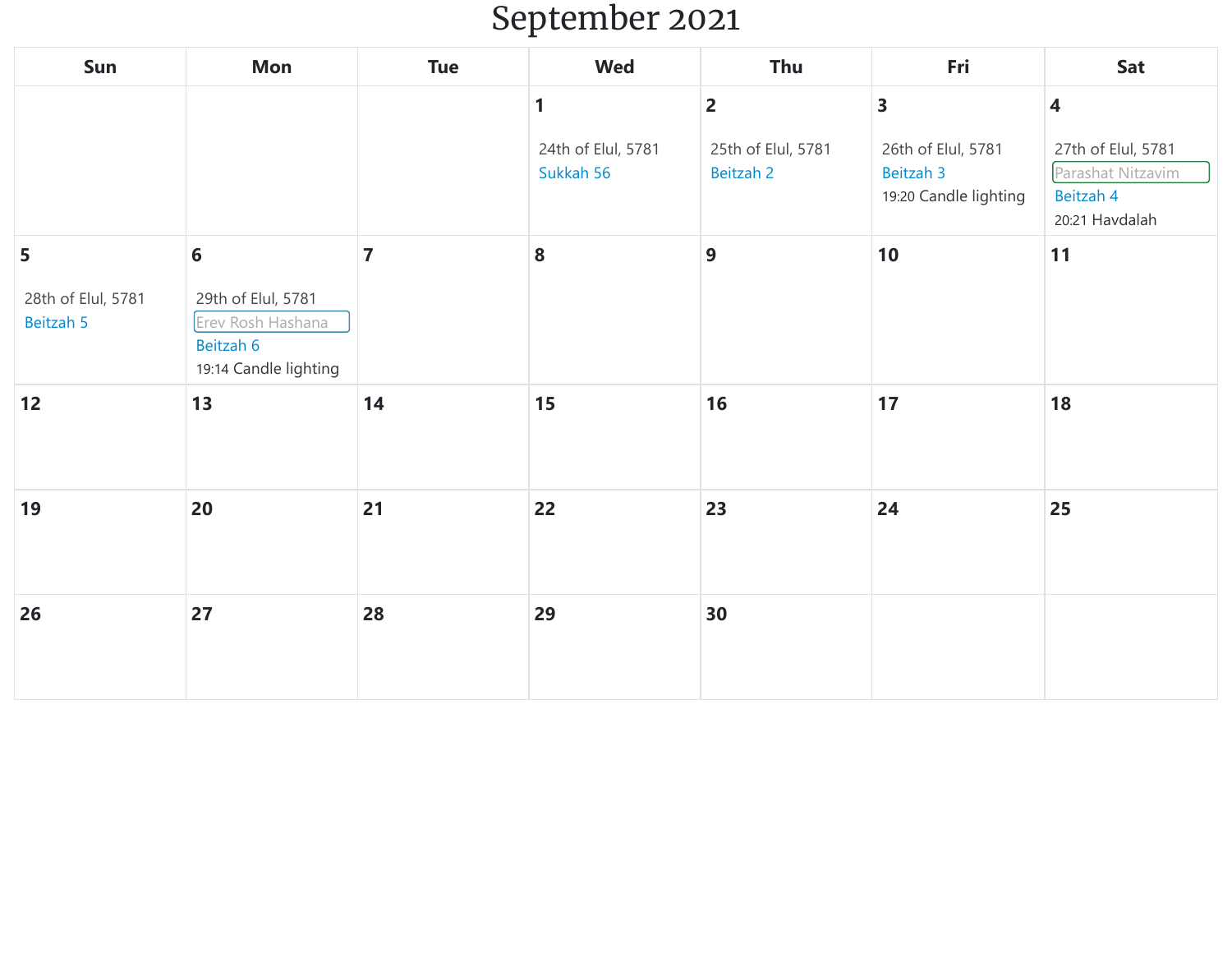# September 2021

| Sun | Mon | Tue | Wed | Thu | Fri | Sat |
|---|---|---|---|---|---|---|
| | | | 1<br>24th of Elul, 5781<br>Sukkah 56 | 2<br>25th of Elul, 5781<br>Beitzah 2 | 3<br>26th of Elul, 5781<br>Beitzah 3<br>19:20 Candle lighting | 4<br>27th of Elul, 5781<br>Parashat Nitzavim<br>Beitzah 4<br>20:21 Havdalah |
| 5<br>28th of Elul, 5781<br>Beitzah 5 | 6<br>29th of Elul, 5781<br>Erev Rosh Hashana<br>Beitzah 6<br>19:14 Candle lighting | 7 | 8 | 9 | 10 | 11 |
| 12 | 13 | 14 | 15 | 16 | 17 | 18 |
| 19 | 20 | 21 | 22 | 23 | 24 | 25 |
| 26 | 27 | 28 | 29 | 30 | | |